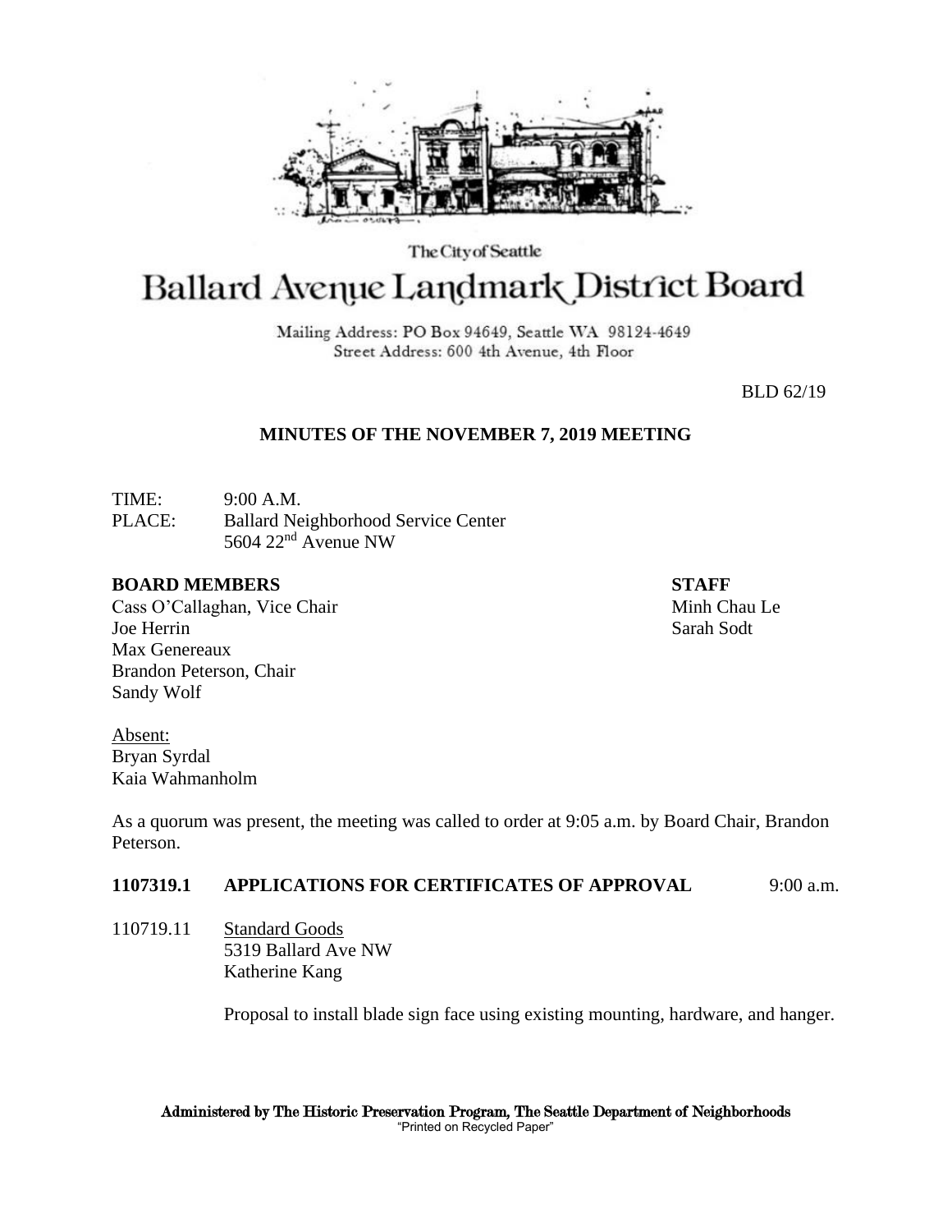The City of Seattle

# Ballard Avenue Landmark District Board

Mailing Address: PO Box 94649, Seattle WA 98124-4649
Street Address: 600 4th Avenue, 4th Floor

BLD 62/19

## MINUTES OF THE NOVEMBER 7, 2019 MEETING

TIME: 9:00 A.M.
PLACE: Ballard Neighborhood Service Center
5604 22nd Avenue NW

**BOARD MEMBERS**
Cass O'Callaghan, Vice Chair
Joe Herrin
Max Genereaux
Brandon Peterson, Chair
Sandy Wolf

**STAFF**
Minh Chau Le
Sarah Sodt

Absent:
Bryan Syrdal
Kaia Wahmanholm

As a quorum was present, the meeting was called to order at 9:05 a.m. by Board Chair, Brandon Peterson.

**1107319.1 APPLICATIONS FOR CERTIFICATES OF APPROVAL** 9:00 a.m.

110719.11 Standard Goods
5319 Ballard Ave NW
Katherine Kang

Proposal to install blade sign face using existing mounting, hardware, and hanger.

Administered by The Historic Preservation Program, The Seattle Department of Neighborhoods
"Printed on Recycled Paper"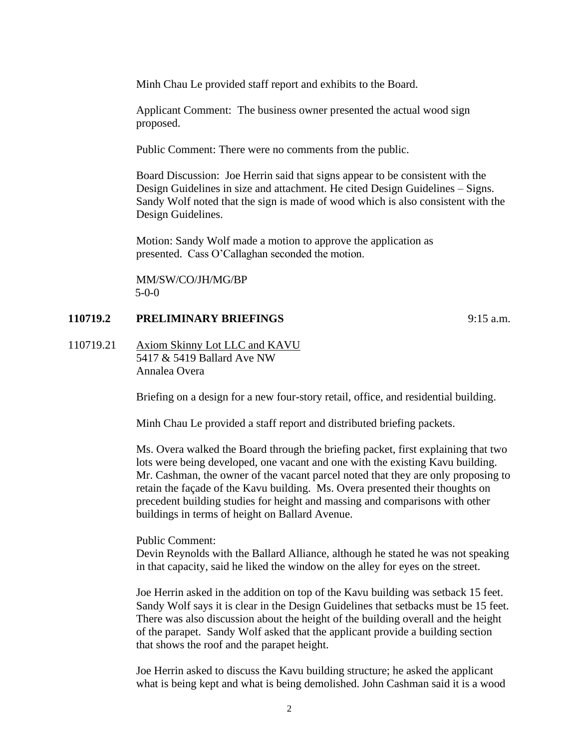Minh Chau Le provided staff report and exhibits to the Board.

Applicant Comment: The business owner presented the actual wood sign proposed.

Public Comment: There were no comments from the public.

Board Discussion: Joe Herrin said that signs appear to be consistent with the Design Guidelines in size and attachment. He cited Design Guidelines – Signs. Sandy Wolf noted that the sign is made of wood which is also consistent with the Design Guidelines.

Motion: Sandy Wolf made a motion to approve the application as presented. Cass O'Callaghan seconded the motion.

MM/SW/CO/JH/MG/BP
5-0-0

**110719.2 PRELIMINARY BRIEFINGS** 9:15 a.m.

110719.21 Axiom Skinny Lot LLC and KAVU
5417 & 5419 Ballard Ave NW
Annalea Overa

Briefing on a design for a new four-story retail, office, and residential building.

Minh Chau Le provided a staff report and distributed briefing packets.

Ms. Overa walked the Board through the briefing packet, first explaining that two lots were being developed, one vacant and one with the existing Kavu building. Mr. Cashman, the owner of the vacant parcel noted that they are only proposing to retain the façade of the Kavu building. Ms. Overa presented their thoughts on precedent building studies for height and massing and comparisons with other buildings in terms of height on Ballard Avenue.

Public Comment:
Devin Reynolds with the Ballard Alliance, although he stated he was not speaking in that capacity, said he liked the window on the alley for eyes on the street.

Joe Herrin asked in the addition on top of the Kavu building was setback 15 feet. Sandy Wolf says it is clear in the Design Guidelines that setbacks must be 15 feet. There was also discussion about the height of the building overall and the height of the parapet. Sandy Wolf asked that the applicant provide a building section that shows the roof and the parapet height.

Joe Herrin asked to discuss the Kavu building structure; he asked the applicant what is being kept and what is being demolished. John Cashman said it is a wood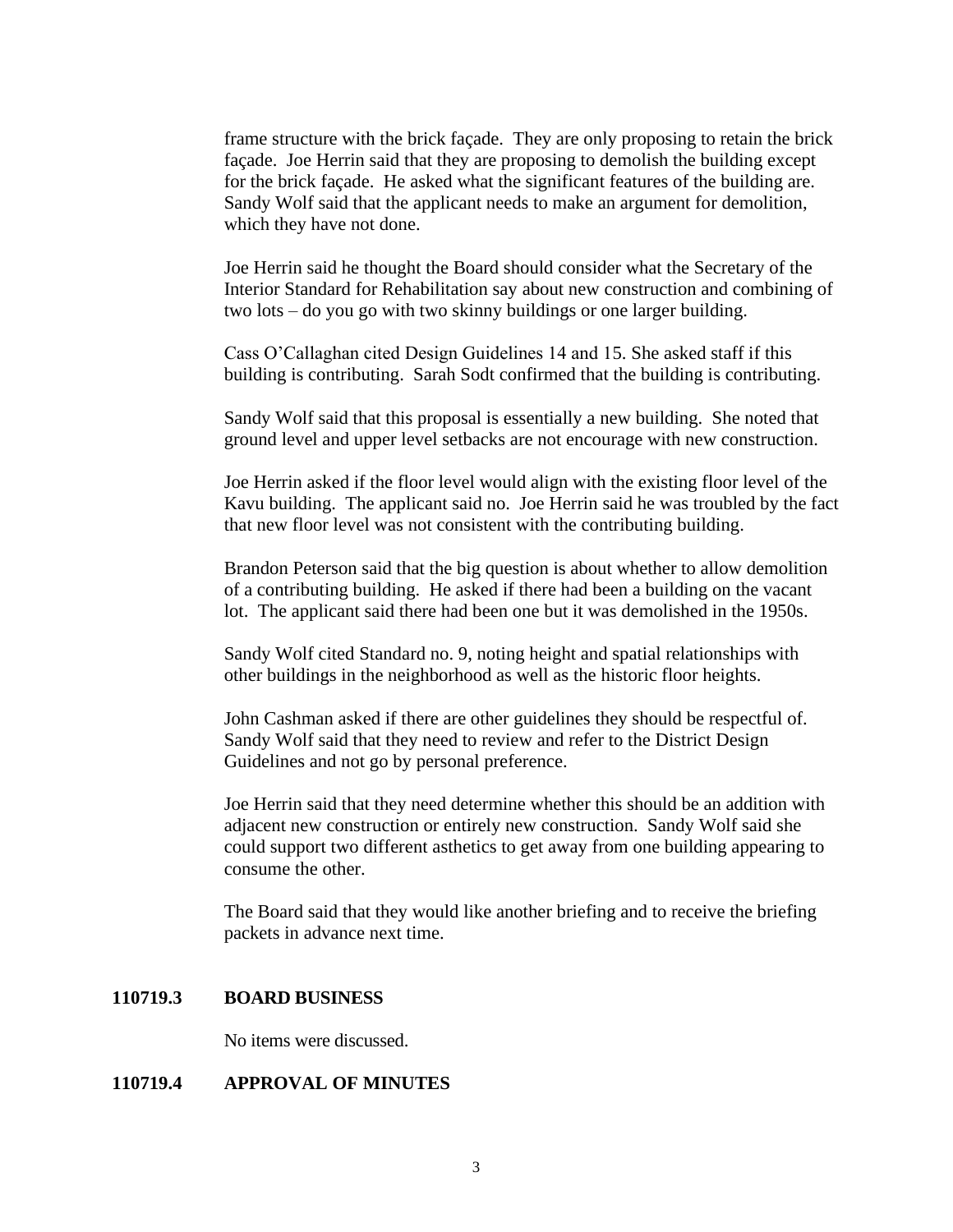frame structure with the brick façade. They are only proposing to retain the brick façade. Joe Herrin said that they are proposing to demolish the building except for the brick façade. He asked what the significant features of the building are. Sandy Wolf said that the applicant needs to make an argument for demolition, which they have not done.

Joe Herrin said he thought the Board should consider what the Secretary of the Interior Standard for Rehabilitation say about new construction and combining of two lots – do you go with two skinny buildings or one larger building.

Cass O'Callaghan cited Design Guidelines 14 and 15. She asked staff if this building is contributing. Sarah Sodt confirmed that the building is contributing.

Sandy Wolf said that this proposal is essentially a new building. She noted that ground level and upper level setbacks are not encourage with new construction.

Joe Herrin asked if the floor level would align with the existing floor level of the Kavu building. The applicant said no. Joe Herrin said he was troubled by the fact that new floor level was not consistent with the contributing building.

Brandon Peterson said that the big question is about whether to allow demolition of a contributing building. He asked if there had been a building on the vacant lot. The applicant said there had been one but it was demolished in the 1950s.

Sandy Wolf cited Standard no. 9, noting height and spatial relationships with other buildings in the neighborhood as well as the historic floor heights.

John Cashman asked if there are other guidelines they should be respectful of. Sandy Wolf said that they need to review and refer to the District Design Guidelines and not go by personal preference.

Joe Herrin said that they need determine whether this should be an addition with adjacent new construction or entirely new construction. Sandy Wolf said she could support two different asthetics to get away from one building appearing to consume the other.

The Board said that they would like another briefing and to receive the briefing packets in advance next time.

**110719.3 BOARD BUSINESS**

No items were discussed.

**110719.4 APPROVAL OF MINUTES**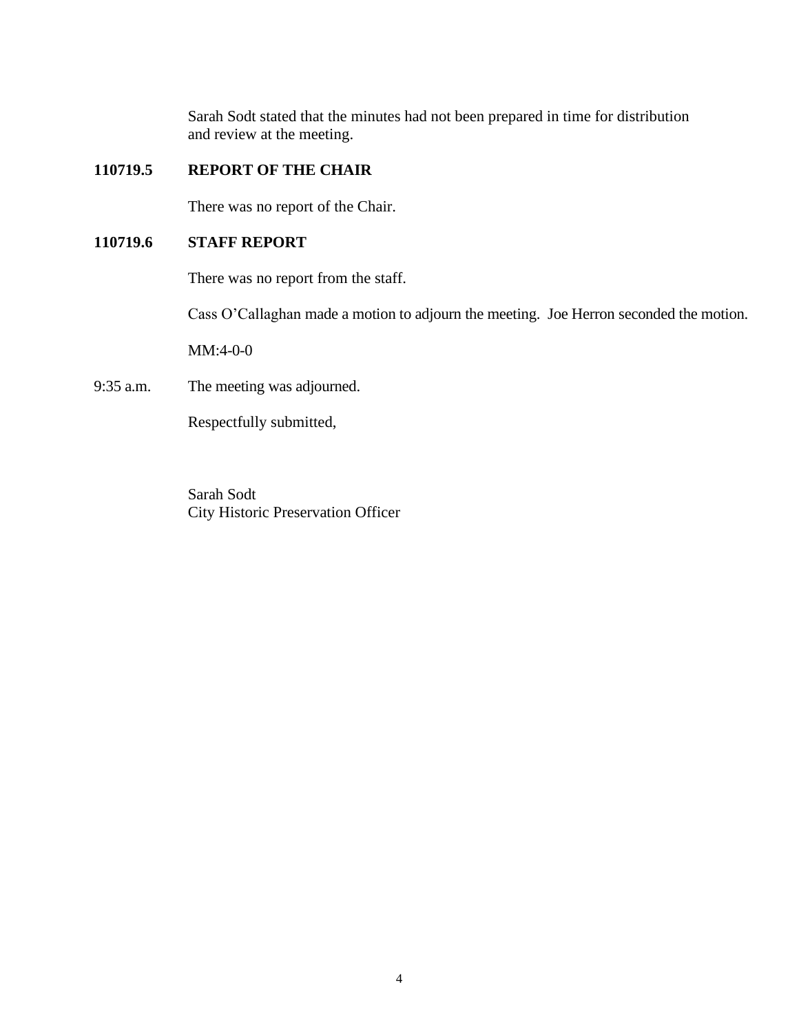Sarah Sodt stated that the minutes had not been prepared in time for distribution and review at the meeting.

**110719.5 REPORT OF THE CHAIR**

There was no report of the Chair.

**110719.6 STAFF REPORT**

There was no report from the staff.

Cass O'Callaghan made a motion to adjourn the meeting. Joe Herron seconded the motion.

MM:4-0-0

9:35 a.m. The meeting was adjourned.

Respectfully submitted,

Sarah Sodt
City Historic Preservation Officer